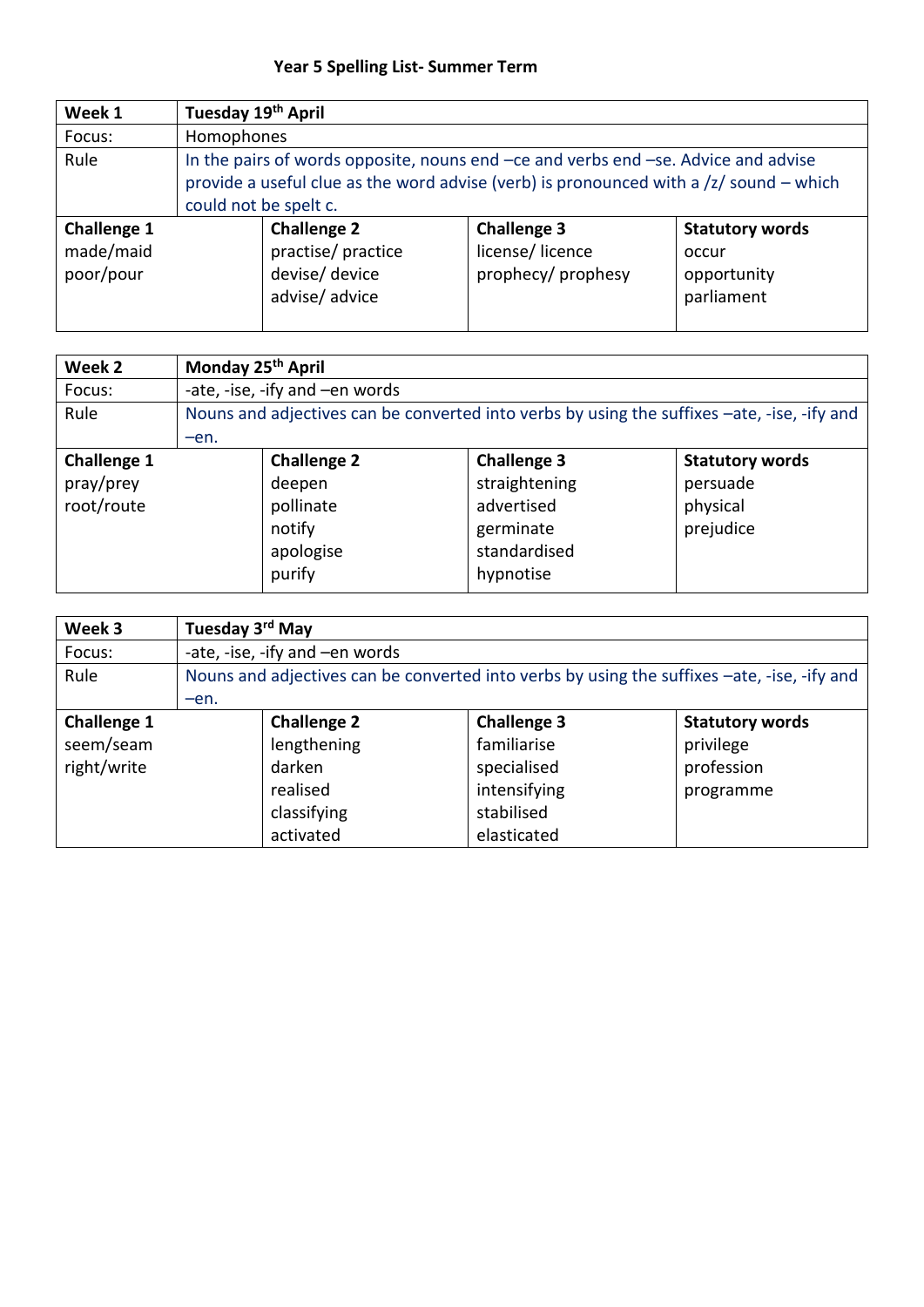# Year 5 Spelling List- Summer Term

| **Week 1** | **Tuesday 19th April** | | |
|---|---|---|---|
| Focus: | Homophones | | |
| Rule | In the pairs of words opposite, nouns end –ce and verbs end –se. Advice and advise provide a useful clue as the word advise (verb) is pronounced with a /z/ sound – which could not be spelt c. | | |
| **Challenge 1**<br>made/maid<br>poor/pour | **Challenge 2**<br>practise/ practice<br>devise/ device<br>advise/ advice | **Challenge 3**<br>license/ licence<br>prophecy/ prophesy | **Statutory words**<br>occur<br>opportunity<br>parliament |

| **Week 2** | **Monday 25th April** | | |
|---|---|---|---|
| Focus: | -ate, -ise, -ify and –en words | | |
| Rule | Nouns and adjectives can be converted into verbs by using the suffixes –ate, -ise, -ify and –en. | | |
| **Challenge 1**<br>pray/prey<br>root/route | **Challenge 2**<br>deepen<br>pollinate<br>notify<br>apologise<br>purify | **Challenge 3**<br>straightening<br>advertised<br>germinate<br>standardised<br>hypnotise | **Statutory words**<br>persuade<br>physical<br>prejudice |

| **Week 3** | **Tuesday 3rd May** | | |
|---|---|---|---|
| Focus: | -ate, -ise, -ify and –en words | | |
| Rule | Nouns and adjectives can be converted into verbs by using the suffixes –ate, -ise, -ify and –en. | | |
| **Challenge 1**<br>seem/seam<br>right/write | **Challenge 2**<br>lengthening<br>darken<br>realised<br>classifying<br>activated | **Challenge 3**<br>familiarise<br>specialised<br>intensifying<br>stabilised<br>elasticated | **Statutory words**<br>privilege<br>profession<br>programme |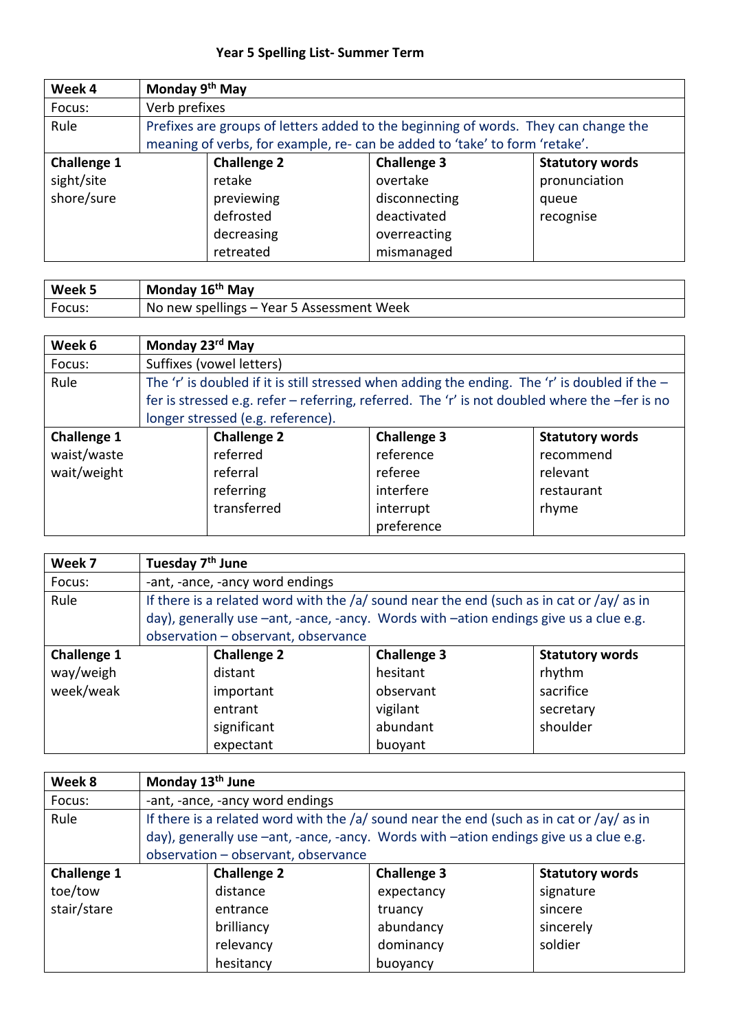**Year 5 Spelling List- Summer Term**

| Week 4 | Monday 9th May | | |
|---|---|---|---|
| Focus: | Verb prefixes | | |
| Rule | Prefixes are groups of letters added to the beginning of words. They can change the meaning of verbs, for example, re- can be added to 'take' to form 'retake'. | | |
| **Challenge 1** | **Challenge 2** | **Challenge 3** | **Statutory words** |
| sight/site<br>shore/sure | retake<br>previewing<br>defrosted<br>decreasing<br>retreated | overtake<br>disconnecting<br>deactivated<br>overreacting<br>mismanaged | pronunciation<br>queue<br>recognise |

| Week 5 | Monday 16th May |
|---|---|
| Focus: | No new spellings – Year 5 Assessment Week |

| Week 6 | Monday 23rd May | | |
|---|---|---|---|
| Focus: | Suffixes (vowel letters) | | |
| Rule | The 'r' is doubled if it is still stressed when adding the ending. The 'r' is doubled if the –fer is stressed e.g. refer – referring, referred. The 'r' is not doubled where the –fer is no longer stressed (e.g. reference). | | |
| **Challenge 1** | **Challenge 2** | **Challenge 3** | **Statutory words** |
| waist/waste<br>wait/weight | referred<br>referral<br>referring<br>transferred | reference<br>referee<br>interfere<br>interrupt<br>preference | recommend<br>relevant<br>restaurant<br>rhyme |

| Week 7 | Tuesday 7th June | | |
|---|---|---|---|
| Focus: | -ant, -ance, -ancy word endings | | |
| Rule | If there is a related word with the /a/ sound near the end (such as in cat or /ay/ as in day), generally use –ant, -ance, -ancy. Words with –ation endings give us a clue e.g. observation – observant, observance | | |
| **Challenge 1** | **Challenge 2** | **Challenge 3** | **Statutory words** |
| way/weigh<br>week/weak | distant<br>important<br>entrant<br>significant<br>expectant | hesitant<br>observant<br>vigilant<br>abundant<br>buoyant | rhythm<br>sacrifice<br>secretary<br>shoulder |

| Week 8 | Monday 13th June | | |
|---|---|---|---|
| Focus: | -ant, -ance, -ancy word endings | | |
| Rule | If there is a related word with the /a/ sound near the end (such as in cat or /ay/ as in day), generally use –ant, -ance, -ancy. Words with –ation endings give us a clue e.g. observation – observant, observance | | |
| **Challenge 1** | **Challenge 2** | **Challenge 3** | **Statutory words** |
| toe/tow<br>stair/stare | distance<br>entrance<br>brilliancy<br>relevancy<br>hesitancy | expectancy<br>truancy<br>abundancy<br>dominancy<br>buoyancy | signature<br>sincere<br>sincerely<br>soldier |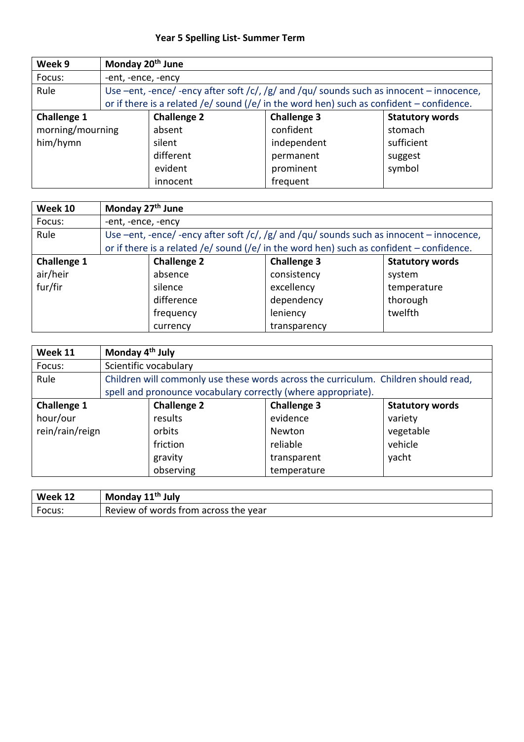# Year 5 Spelling List- Summer Term

| Week 9 | Monday 20th June | | |
|---|---|---|---|
| Focus: | -ent, -ence, -ency | | |
| Rule | Use –ent, -ence/ -ency after soft /c/, /g/ and /qu/ sounds such as innocent – innocence, or if there is a related /e/ sound (/e/ in the word hen) such as confident – confidence. | | |
| **Challenge 1** | **Challenge 2** | **Challenge 3** | **Statutory words** |
| morning/mourning<br>him/hymn | absent<br>silent<br>different<br>evident<br>innocent | confident<br>independent<br>permanent<br>prominent<br>frequent | stomach<br>sufficient<br>suggest<br>symbol |

| Week 10 | Monday 27th June | | |
|---|---|---|---|
| Focus: | -ent, -ence, -ency | | |
| Rule | Use –ent, -ence/ -ency after soft /c/, /g/ and /qu/ sounds such as innocent – innocence, or if there is a related /e/ sound (/e/ in the word hen) such as confident – confidence. | | |
| **Challenge 1** | **Challenge 2** | **Challenge 3** | **Statutory words** |
| air/heir<br>fur/fir | absence<br>silence<br>difference<br>frequency<br>currency | consistency<br>excellency<br>dependency<br>leniency<br>transparency | system<br>temperature<br>thorough<br>twelfth |

| Week 11 | Monday 4th July | | |
|---|---|---|---|
| Focus: | Scientific vocabulary | | |
| Rule | Children will commonly use these words across the curriculum. Children should read, spell and pronounce vocabulary correctly (where appropriate). | | |
| **Challenge 1** | **Challenge 2** | **Challenge 3** | **Statutory words** |
| hour/our<br>rein/rain/reign | results<br>orbits<br>friction<br>gravity<br>observing | evidence<br>Newton<br>reliable<br>transparent<br>temperature | variety<br>vegetable<br>vehicle<br>yacht |

| Week 12 | Monday 11th July |
|---|---|
| Focus: | Review of words from across the year |